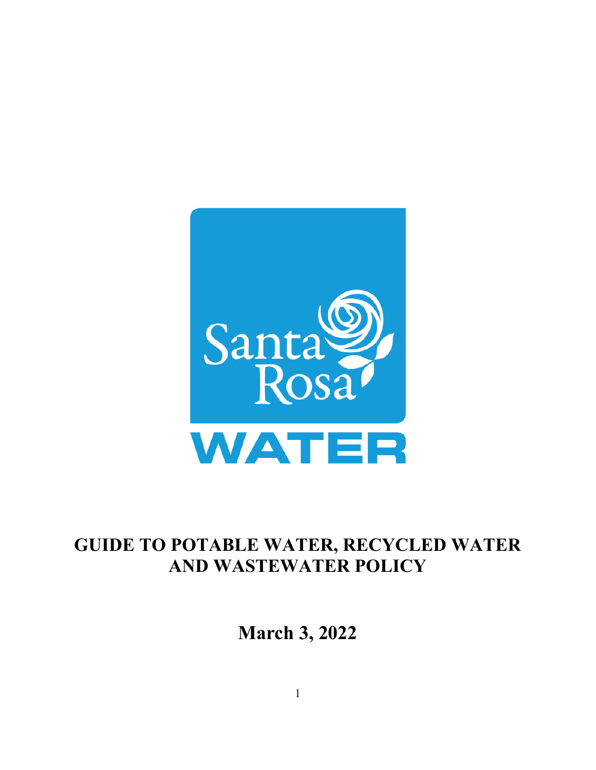# GUIDE TO POTABLE WATER, RECYCLED WATER AND WASTEWATER POLICY

**March 3, 2022**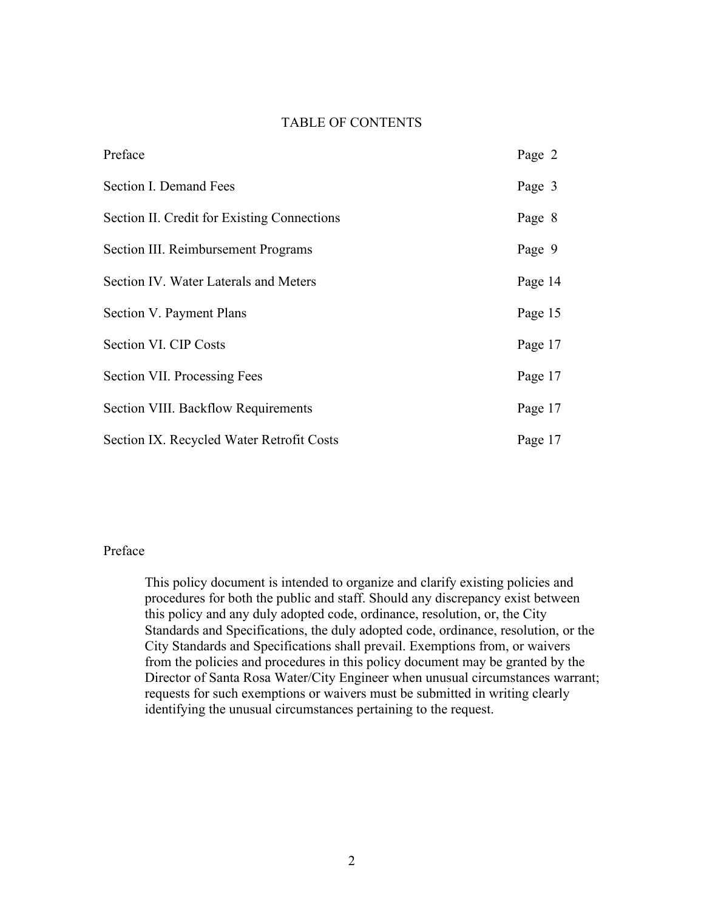## TABLE OF CONTENTS

| | |
|---|---|
| Preface | Page 2 |
| Section I. Demand Fees | Page 3 |
| Section II. Credit for Existing Connections | Page 8 |
| Section III. Reimbursement Programs | Page 9 |
| Section IV. Water Laterals and Meters | Page 14 |
| Section V. Payment Plans | Page 15 |
| Section VI. CIP Costs | Page 17 |
| Section VII. Processing Fees | Page 17 |
| Section VIII. Backflow Requirements | Page 17 |
| Section IX. Recycled Water Retrofit Costs | Page 17 |

## Preface

This policy document is intended to organize and clarify existing policies and procedures for both the public and staff. Should any discrepancy exist between this policy and any duly adopted code, ordinance, resolution, or, the City Standards and Specifications, the duly adopted code, ordinance, resolution, or the City Standards and Specifications shall prevail. Exemptions from, or waivers from the policies and procedures in this policy document may be granted by the Director of Santa Rosa Water/City Engineer when unusual circumstances warrant; requests for such exemptions or waivers must be submitted in writing clearly identifying the unusual circumstances pertaining to the request.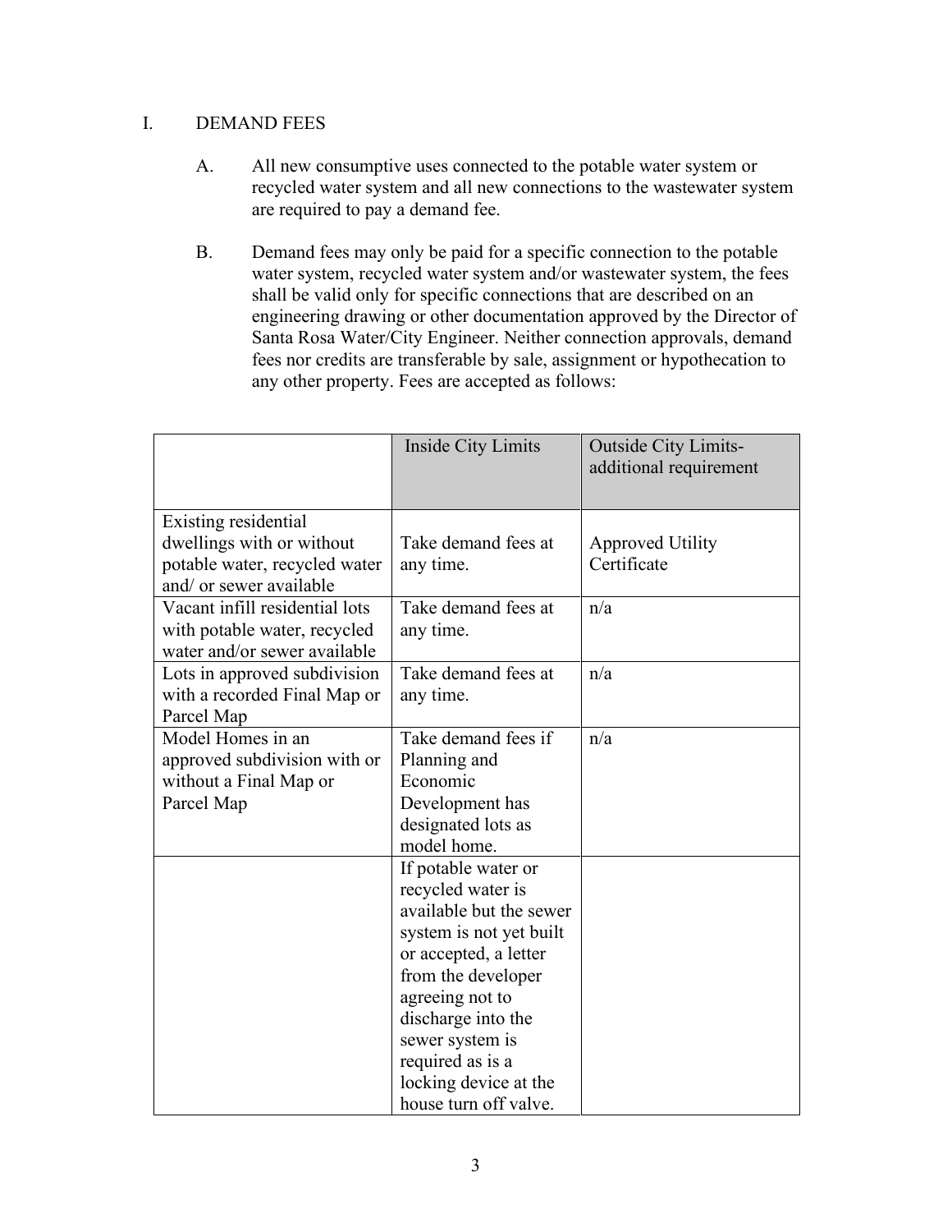I. DEMAND FEES

A. All new consumptive uses connected to the potable water system or recycled water system and all new connections to the wastewater system are required to pay a demand fee.

B. Demand fees may only be paid for a specific connection to the potable water system, recycled water system and/or wastewater system, the fees shall be valid only for specific connections that are described on an engineering drawing or other documentation approved by the Director of Santa Rosa Water/City Engineer. Neither connection approvals, demand fees nor credits are transferable by sale, assignment or hypothecation to any other property. Fees are accepted as follows:

| | Inside City Limits | Outside City Limits-additional requirement |
|---|---|---|
| Existing residential dwellings with or without potable water, recycled water and/ or sewer available | Take demand fees at any time. | Approved Utility Certificate |
| Vacant infill residential lots with potable water, recycled water and/or sewer available | Take demand fees at any time. | n/a |
| Lots in approved subdivision with a recorded Final Map or Parcel Map | Take demand fees at any time. | n/a |
| Model Homes in an approved subdivision with or without a Final Map or Parcel Map | Take demand fees if Planning and Economic Development has designated lots as model home. | n/a |
| | If potable water or recycled water is available but the sewer system is not yet built or accepted, a letter from the developer agreeing not to discharge into the sewer system is required as is a locking device at the house turn off valve. | |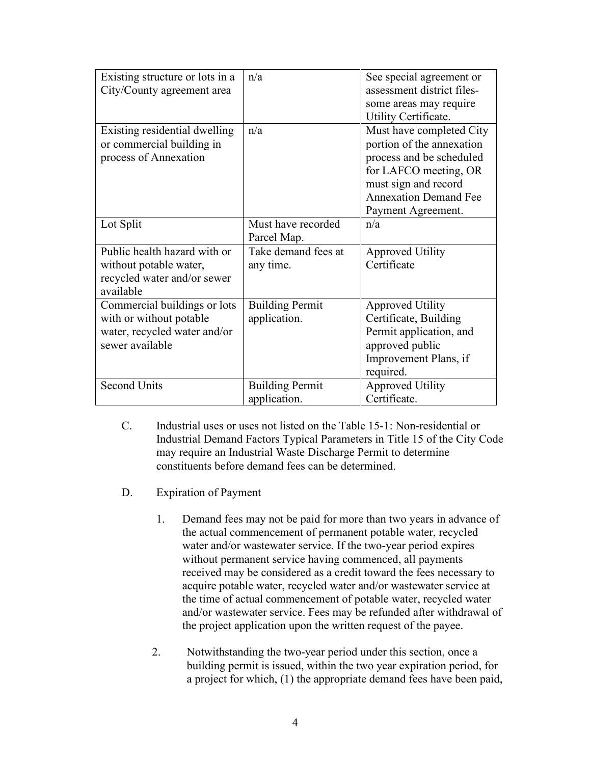| | | |
|---|---|---|
| Existing structure or lots in a City/County agreement area | n/a | See special agreement or assessment district files-some areas may require Utility Certificate. |
| Existing residential dwelling or commercial building in process of Annexation | n/a | Must have completed City portion of the annexation process and be scheduled for LAFCO meeting, OR must sign and record Annexation Demand Fee Payment Agreement. |
| Lot Split | Must have recorded Parcel Map. | n/a |
| Public health hazard with or without potable water, recycled water and/or sewer available | Take demand fees at any time. | Approved Utility Certificate |
| Commercial buildings or lots with or without potable water, recycled water and/or sewer available | Building Permit application. | Approved Utility Certificate, Building Permit application, and approved public Improvement Plans, if required. |
| Second Units | Building Permit application. | Approved Utility Certificate. |

C. Industrial uses or uses not listed on the Table 15-1: Non-residential or Industrial Demand Factors Typical Parameters in Title 15 of the City Code may require an Industrial Waste Discharge Permit to determine constituents before demand fees can be determined.

D. Expiration of Payment

1. Demand fees may not be paid for more than two years in advance of the actual commencement of permanent potable water, recycled water and/or wastewater service. If the two-year period expires without permanent service having commenced, all payments received may be considered as a credit toward the fees necessary to acquire potable water, recycled water and/or wastewater service at the time of actual commencement of potable water, recycled water and/or wastewater service. Fees may be refunded after withdrawal of the project application upon the written request of the payee.

2. Notwithstanding the two-year period under this section, once a building permit is issued, within the two year expiration period, for a project for which, (1) the appropriate demand fees have been paid,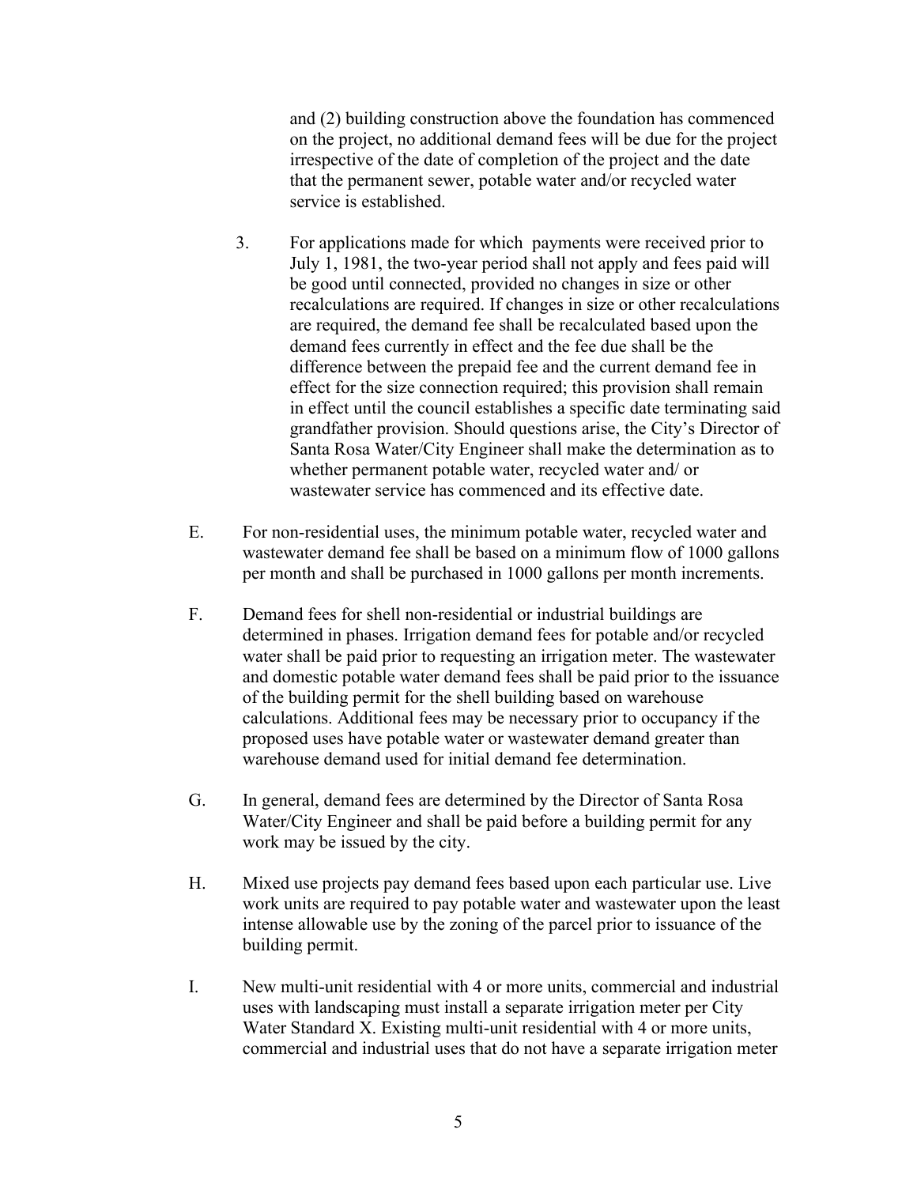and (2) building construction above the foundation has commenced on the project, no additional demand fees will be due for the project irrespective of the date of completion of the project and the date that the permanent sewer, potable water and/or recycled water service is established.

3. For applications made for which payments were received prior to July 1, 1981, the two-year period shall not apply and fees paid will be good until connected, provided no changes in size or other recalculations are required. If changes in size or other recalculations are required, the demand fee shall be recalculated based upon the demand fees currently in effect and the fee due shall be the difference between the prepaid fee and the current demand fee in effect for the size connection required; this provision shall remain in effect until the council establishes a specific date terminating said grandfather provision. Should questions arise, the City's Director of Santa Rosa Water/City Engineer shall make the determination as to whether permanent potable water, recycled water and/ or wastewater service has commenced and its effective date.

E. For non-residential uses, the minimum potable water, recycled water and wastewater demand fee shall be based on a minimum flow of 1000 gallons per month and shall be purchased in 1000 gallons per month increments.

F. Demand fees for shell non-residential or industrial buildings are determined in phases. Irrigation demand fees for potable and/or recycled water shall be paid prior to requesting an irrigation meter. The wastewater and domestic potable water demand fees shall be paid prior to the issuance of the building permit for the shell building based on warehouse calculations. Additional fees may be necessary prior to occupancy if the proposed uses have potable water or wastewater demand greater than warehouse demand used for initial demand fee determination.

G. In general, demand fees are determined by the Director of Santa Rosa Water/City Engineer and shall be paid before a building permit for any work may be issued by the city.

H. Mixed use projects pay demand fees based upon each particular use. Live work units are required to pay potable water and wastewater upon the least intense allowable use by the zoning of the parcel prior to issuance of the building permit.

I. New multi-unit residential with 4 or more units, commercial and industrial uses with landscaping must install a separate irrigation meter per City Water Standard X. Existing multi-unit residential with 4 or more units, commercial and industrial uses that do not have a separate irrigation meter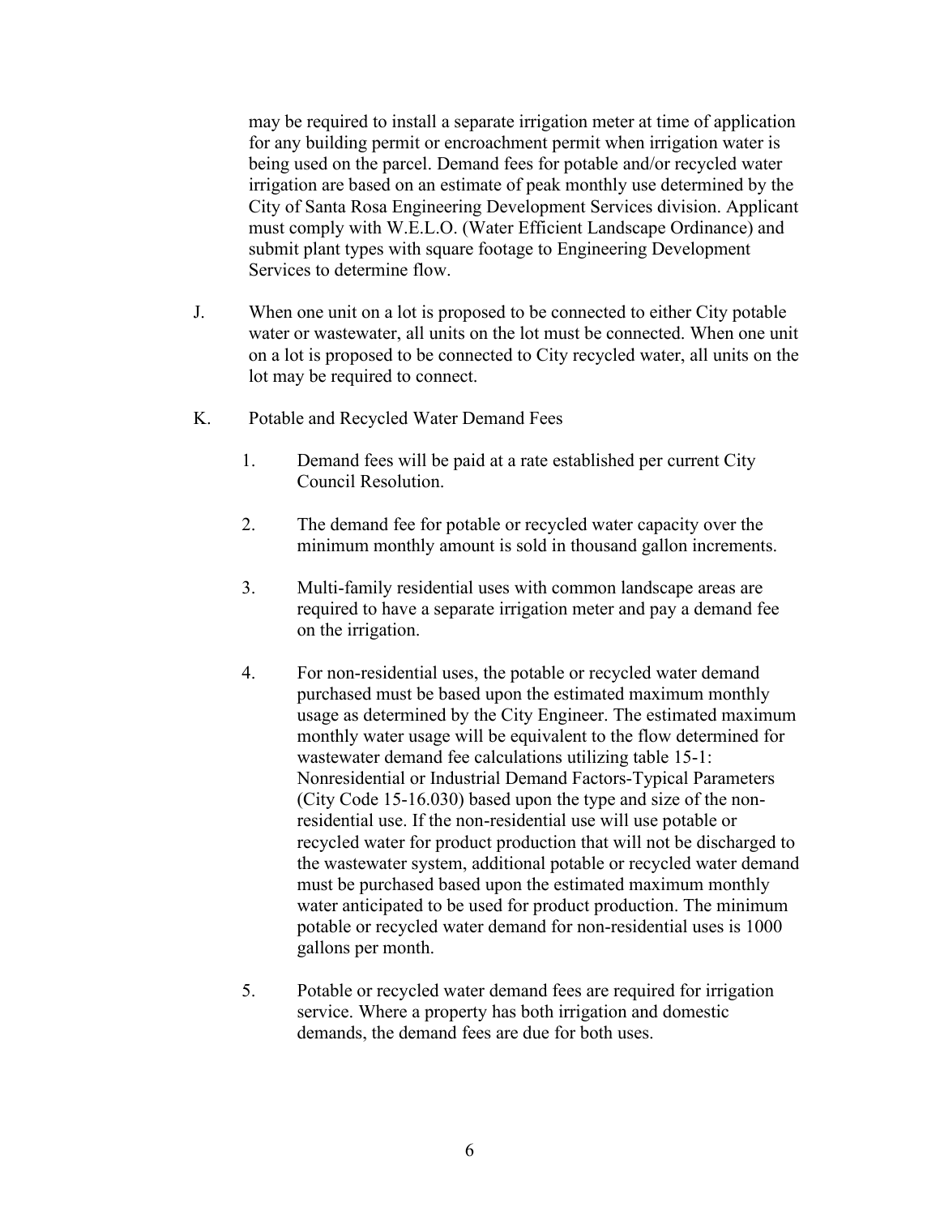may be required to install a separate irrigation meter at time of application for any building permit or encroachment permit when irrigation water is being used on the parcel. Demand fees for potable and/or recycled water irrigation are based on an estimate of peak monthly use determined by the City of Santa Rosa Engineering Development Services division. Applicant must comply with W.E.L.O. (Water Efficient Landscape Ordinance) and submit plant types with square footage to Engineering Development Services to determine flow.

J. When one unit on a lot is proposed to be connected to either City potable water or wastewater, all units on the lot must be connected. When one unit on a lot is proposed to be connected to City recycled water, all units on the lot may be required to connect.

K. Potable and Recycled Water Demand Fees

1. Demand fees will be paid at a rate established per current City Council Resolution.

2. The demand fee for potable or recycled water capacity over the minimum monthly amount is sold in thousand gallon increments.

3. Multi-family residential uses with common landscape areas are required to have a separate irrigation meter and pay a demand fee on the irrigation.

4. For non-residential uses, the potable or recycled water demand purchased must be based upon the estimated maximum monthly usage as determined by the City Engineer. The estimated maximum monthly water usage will be equivalent to the flow determined for wastewater demand fee calculations utilizing table 15-1: Nonresidential or Industrial Demand Factors-Typical Parameters (City Code 15-16.030) based upon the type and size of the non-residential use. If the non-residential use will use potable or recycled water for product production that will not be discharged to the wastewater system, additional potable or recycled water demand must be purchased based upon the estimated maximum monthly water anticipated to be used for product production. The minimum potable or recycled water demand for non-residential uses is 1000 gallons per month.

5. Potable or recycled water demand fees are required for irrigation service. Where a property has both irrigation and domestic demands, the demand fees are due for both uses.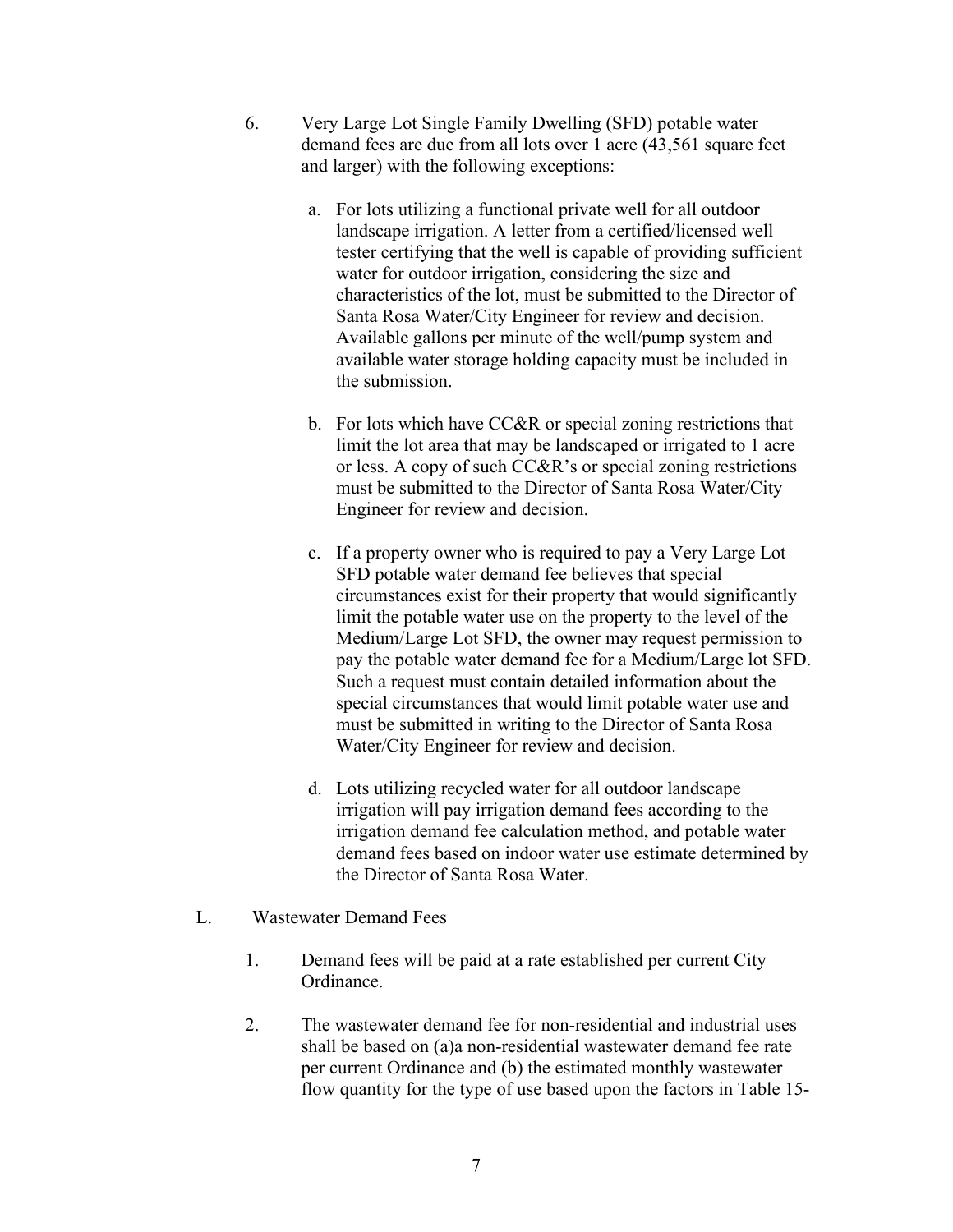6. Very Large Lot Single Family Dwelling (SFD) potable water demand fees are due from all lots over 1 acre (43,561 square feet and larger) with the following exceptions:

   a. For lots utilizing a functional private well for all outdoor landscape irrigation. A letter from a certified/licensed well tester certifying that the well is capable of providing sufficient water for outdoor irrigation, considering the size and characteristics of the lot, must be submitted to the Director of Santa Rosa Water/City Engineer for review and decision. Available gallons per minute of the well/pump system and available water storage holding capacity must be included in the submission.

   b. For lots which have CC&R or special zoning restrictions that limit the lot area that may be landscaped or irrigated to 1 acre or less. A copy of such CC&R's or special zoning restrictions must be submitted to the Director of Santa Rosa Water/City Engineer for review and decision.

   c. If a property owner who is required to pay a Very Large Lot SFD potable water demand fee believes that special circumstances exist for their property that would significantly limit the potable water use on the property to the level of the Medium/Large Lot SFD, the owner may request permission to pay the potable water demand fee for a Medium/Large lot SFD. Such a request must contain detailed information about the special circumstances that would limit potable water use and must be submitted in writing to the Director of Santa Rosa Water/City Engineer for review and decision.

   d. Lots utilizing recycled water for all outdoor landscape irrigation will pay irrigation demand fees according to the irrigation demand fee calculation method, and potable water demand fees based on indoor water use estimate determined by the Director of Santa Rosa Water.

L. Wastewater Demand Fees

1. Demand fees will be paid at a rate established per current City Ordinance.

2. The wastewater demand fee for non-residential and industrial uses shall be based on (a)a non-residential wastewater demand fee rate per current Ordinance and (b) the estimated monthly wastewater flow quantity for the type of use based upon the factors in Table 15-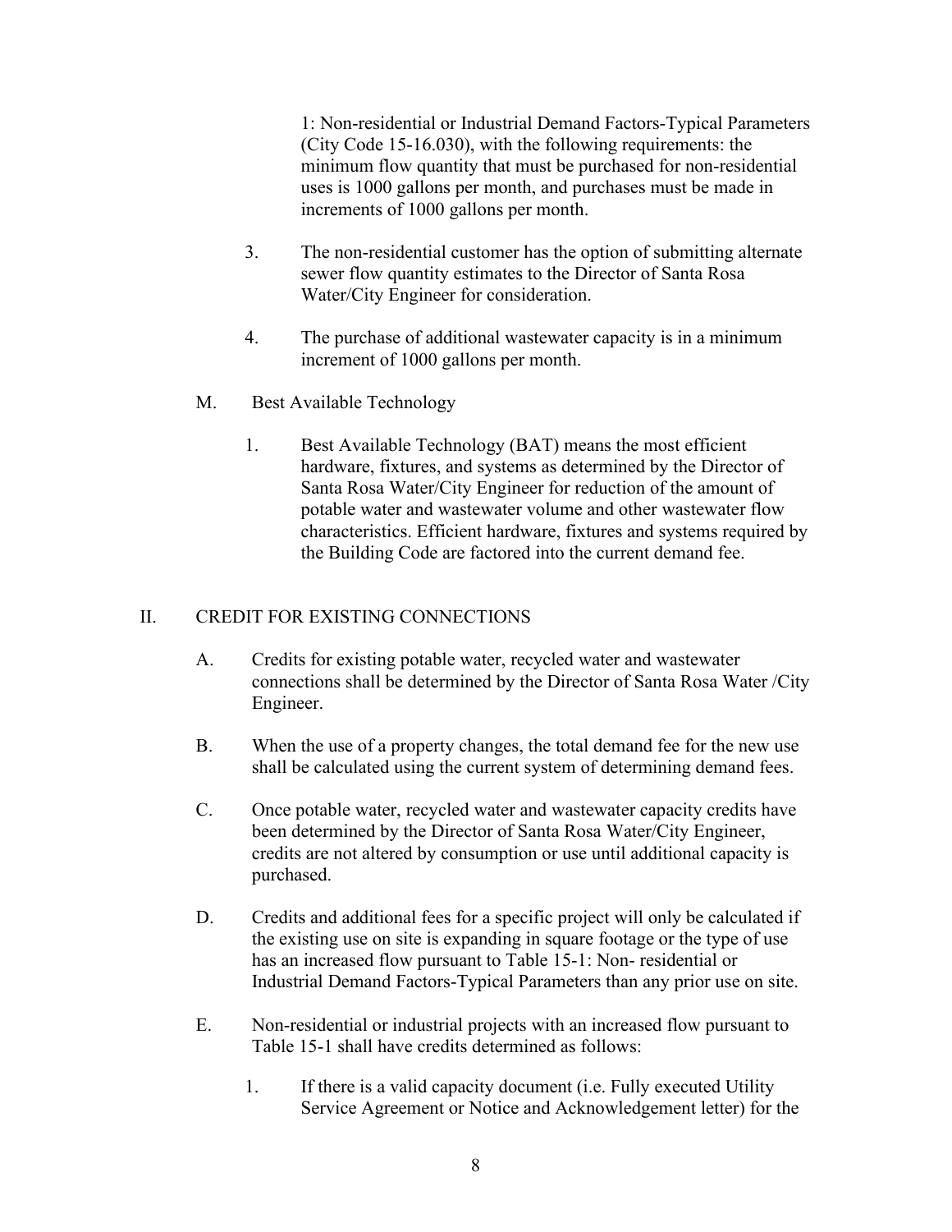1: Non-residential or Industrial Demand Factors-Typical Parameters (City Code 15-16.030), with the following requirements: the minimum flow quantity that must be purchased for non-residential uses is 1000 gallons per month, and purchases must be made in increments of 1000 gallons per month.

3. The non-residential customer has the option of submitting alternate sewer flow quantity estimates to the Director of Santa Rosa Water/City Engineer for consideration.

4. The purchase of additional wastewater capacity is in a minimum increment of 1000 gallons per month.

M. Best Available Technology

1. Best Available Technology (BAT) means the most efficient hardware, fixtures, and systems as determined by the Director of Santa Rosa Water/City Engineer for reduction of the amount of potable water and wastewater volume and other wastewater flow characteristics. Efficient hardware, fixtures and systems required by the Building Code are factored into the current demand fee.

## II. CREDIT FOR EXISTING CONNECTIONS

A. Credits for existing potable water, recycled water and wastewater connections shall be determined by the Director of Santa Rosa Water /City Engineer.

B. When the use of a property changes, the total demand fee for the new use shall be calculated using the current system of determining demand fees.

C. Once potable water, recycled water and wastewater capacity credits have been determined by the Director of Santa Rosa Water/City Engineer, credits are not altered by consumption or use until additional capacity is purchased.

D. Credits and additional fees for a specific project will only be calculated if the existing use on site is expanding in square footage or the type of use has an increased flow pursuant to Table 15-1: Non- residential or Industrial Demand Factors-Typical Parameters than any prior use on site.

E. Non-residential or industrial projects with an increased flow pursuant to Table 15-1 shall have credits determined as follows:

1. If there is a valid capacity document (i.e. Fully executed Utility Service Agreement or Notice and Acknowledgement letter) for the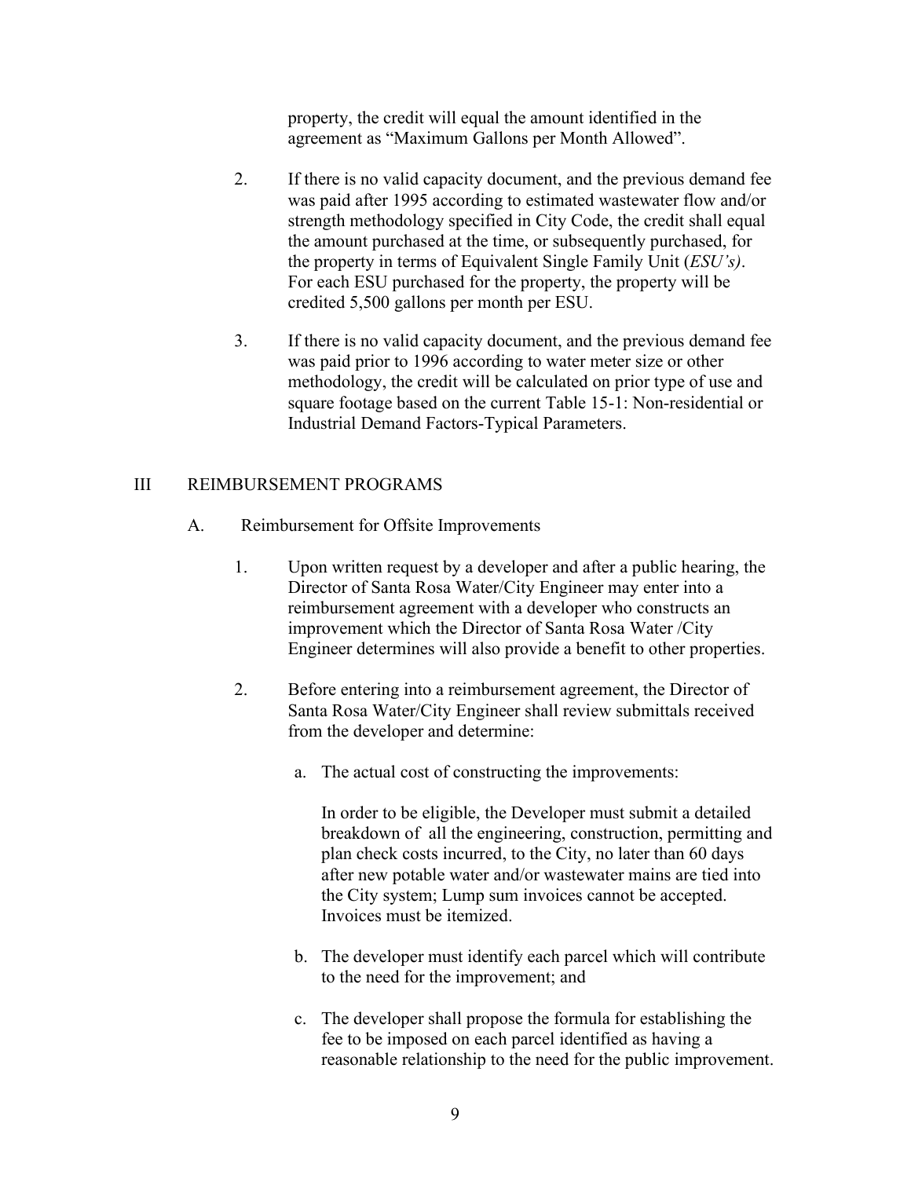property, the credit will equal the amount identified in the agreement as "Maximum Gallons per Month Allowed".

2. If there is no valid capacity document, and the previous demand fee was paid after 1995 according to estimated wastewater flow and/or strength methodology specified in City Code, the credit shall equal the amount purchased at the time, or subsequently purchased, for the property in terms of Equivalent Single Family Unit (*ESU's)*. For each ESU purchased for the property, the property will be credited 5,500 gallons per month per ESU.

3. If there is no valid capacity document, and the previous demand fee was paid prior to 1996 according to water meter size or other methodology, the credit will be calculated on prior type of use and square footage based on the current Table 15-1: Non-residential or Industrial Demand Factors-Typical Parameters.

## III REIMBURSEMENT PROGRAMS

### A. Reimbursement for Offsite Improvements

1. Upon written request by a developer and after a public hearing, the Director of Santa Rosa Water/City Engineer may enter into a reimbursement agreement with a developer who constructs an improvement which the Director of Santa Rosa Water /City Engineer determines will also provide a benefit to other properties.

2. Before entering into a reimbursement agreement, the Director of Santa Rosa Water/City Engineer shall review submittals received from the developer and determine:

   a. The actual cost of constructing the improvements:

      In order to be eligible, the Developer must submit a detailed breakdown of all the engineering, construction, permitting and plan check costs incurred, to the City, no later than 60 days after new potable water and/or wastewater mains are tied into the City system; Lump sum invoices cannot be accepted. Invoices must be itemized.

   b. The developer must identify each parcel which will contribute to the need for the improvement; and

   c. The developer shall propose the formula for establishing the fee to be imposed on each parcel identified as having a reasonable relationship to the need for the public improvement.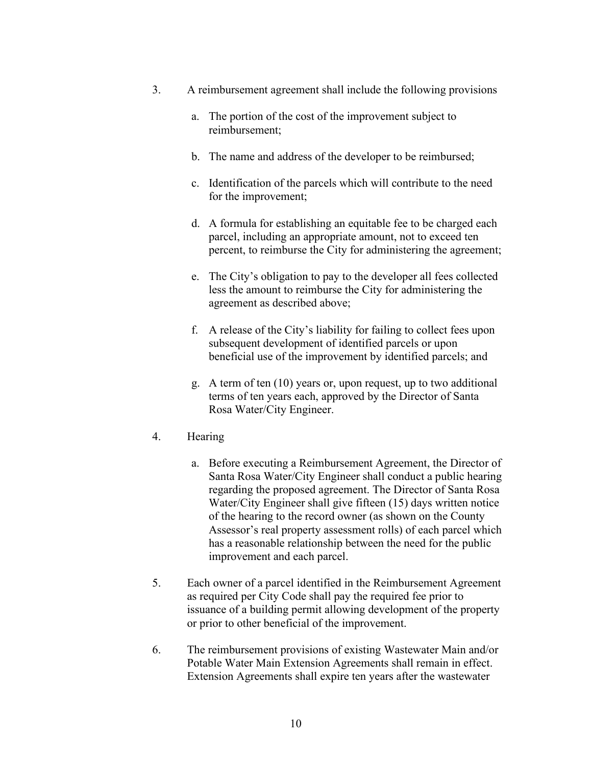3. A reimbursement agreement shall include the following provisions

   a. The portion of the cost of the improvement subject to reimbursement;

   b. The name and address of the developer to be reimbursed;

   c. Identification of the parcels which will contribute to the need for the improvement;

   d. A formula for establishing an equitable fee to be charged each parcel, including an appropriate amount, not to exceed ten percent, to reimburse the City for administering the agreement;

   e. The City's obligation to pay to the developer all fees collected less the amount to reimburse the City for administering the agreement as described above;

   f. A release of the City's liability for failing to collect fees upon subsequent development of identified parcels or upon beneficial use of the improvement by identified parcels; and

   g. A term of ten (10) years or, upon request, up to two additional terms of ten years each, approved by the Director of Santa Rosa Water/City Engineer.

4. Hearing

   a. Before executing a Reimbursement Agreement, the Director of Santa Rosa Water/City Engineer shall conduct a public hearing regarding the proposed agreement. The Director of Santa Rosa Water/City Engineer shall give fifteen (15) days written notice of the hearing to the record owner (as shown on the County Assessor's real property assessment rolls) of each parcel which has a reasonable relationship between the need for the public improvement and each parcel.

5. Each owner of a parcel identified in the Reimbursement Agreement as required per City Code shall pay the required fee prior to issuance of a building permit allowing development of the property or prior to other beneficial of the improvement.

6. The reimbursement provisions of existing Wastewater Main and/or Potable Water Main Extension Agreements shall remain in effect. Extension Agreements shall expire ten years after the wastewater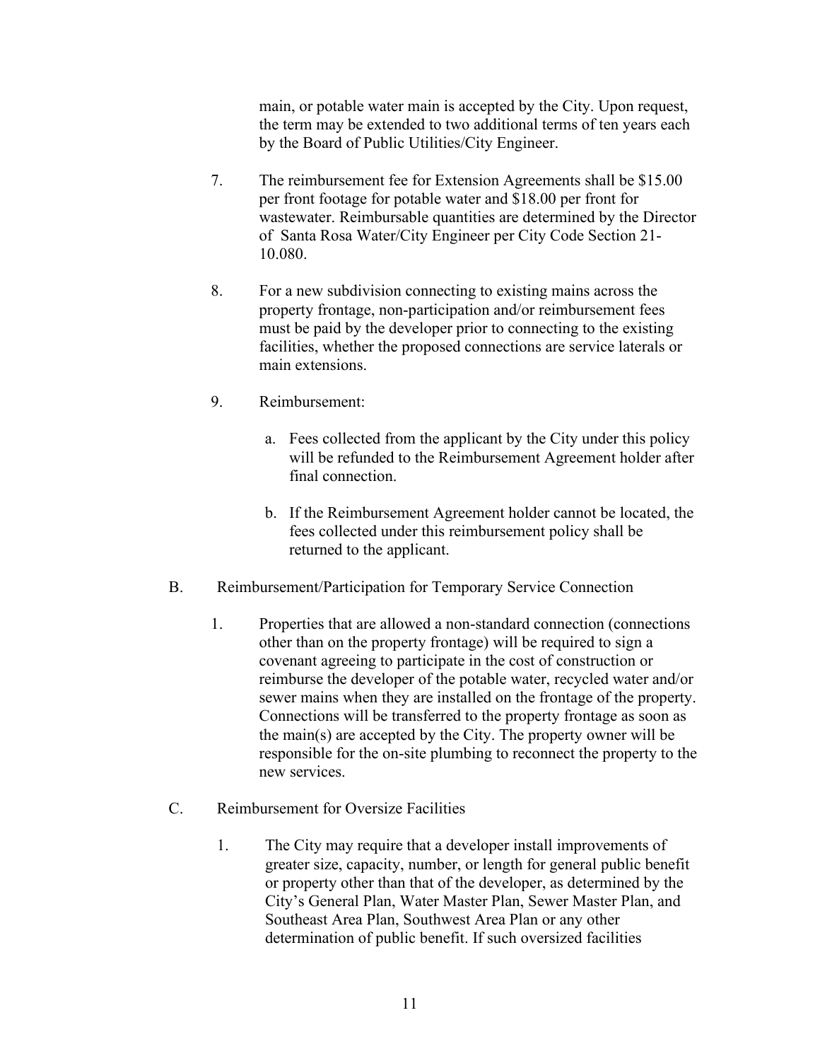main, or potable water main is accepted by the City. Upon request, the term may be extended to two additional terms of ten years each by the Board of Public Utilities/City Engineer.

7. The reimbursement fee for Extension Agreements shall be $15.00 per front footage for potable water and $18.00 per front for wastewater. Reimbursable quantities are determined by the Director of Santa Rosa Water/City Engineer per City Code Section 21-10.080.

8. For a new subdivision connecting to existing mains across the property frontage, non-participation and/or reimbursement fees must be paid by the developer prior to connecting to the existing facilities, whether the proposed connections are service laterals or main extensions.

9. Reimbursement:

   a. Fees collected from the applicant by the City under this policy will be refunded to the Reimbursement Agreement holder after final connection.

   b. If the Reimbursement Agreement holder cannot be located, the fees collected under this reimbursement policy shall be returned to the applicant.

B. Reimbursement/Participation for Temporary Service Connection

1. Properties that are allowed a non-standard connection (connections other than on the property frontage) will be required to sign a covenant agreeing to participate in the cost of construction or reimburse the developer of the potable water, recycled water and/or sewer mains when they are installed on the frontage of the property. Connections will be transferred to the property frontage as soon as the main(s) are accepted by the City. The property owner will be responsible for the on-site plumbing to reconnect the property to the new services.

C. Reimbursement for Oversize Facilities

1. The City may require that a developer install improvements of greater size, capacity, number, or length for general public benefit or property other than that of the developer, as determined by the City's General Plan, Water Master Plan, Sewer Master Plan, and Southeast Area Plan, Southwest Area Plan or any other determination of public benefit. If such oversized facilities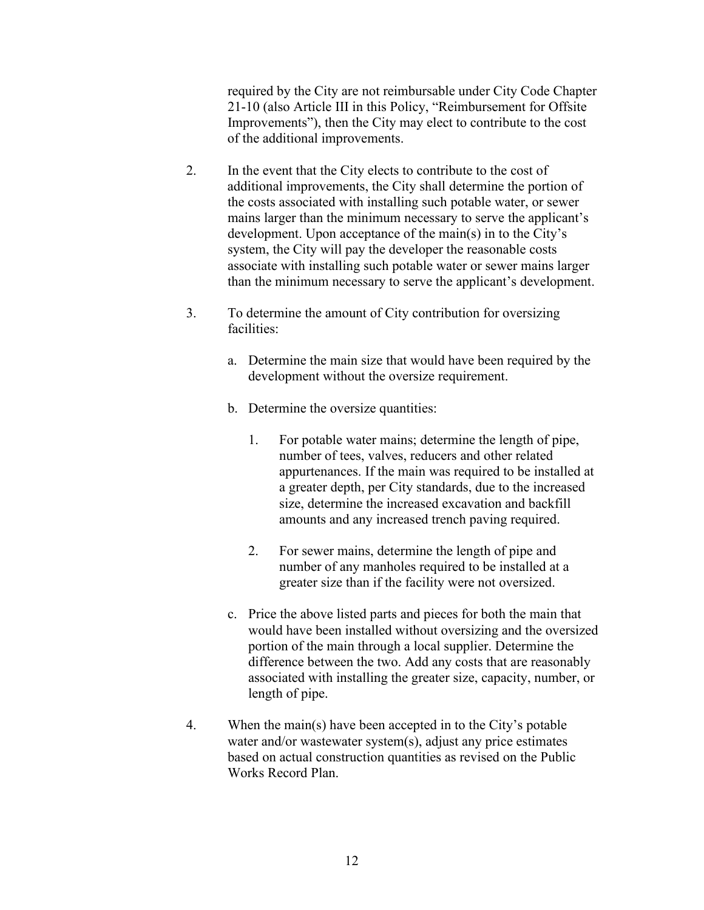required by the City are not reimbursable under City Code Chapter 21-10 (also Article III in this Policy, "Reimbursement for Offsite Improvements"), then the City may elect to contribute to the cost of the additional improvements.

2. In the event that the City elects to contribute to the cost of additional improvements, the City shall determine the portion of the costs associated with installing such potable water, or sewer mains larger than the minimum necessary to serve the applicant's development. Upon acceptance of the main(s) in to the City's system, the City will pay the developer the reasonable costs associate with installing such potable water or sewer mains larger than the minimum necessary to serve the applicant's development.

3. To determine the amount of City contribution for oversizing facilities:

   a. Determine the main size that would have been required by the development without the oversize requirement.

   b. Determine the oversize quantities:

      1. For potable water mains; determine the length of pipe, number of tees, valves, reducers and other related appurtenances. If the main was required to be installed at a greater depth, per City standards, due to the increased size, determine the increased excavation and backfill amounts and any increased trench paving required.

      2. For sewer mains, determine the length of pipe and number of any manholes required to be installed at a greater size than if the facility were not oversized.

   c. Price the above listed parts and pieces for both the main that would have been installed without oversizing and the oversized portion of the main through a local supplier. Determine the difference between the two. Add any costs that are reasonably associated with installing the greater size, capacity, number, or length of pipe.

4. When the main(s) have been accepted in to the City's potable water and/or wastewater system(s), adjust any price estimates based on actual construction quantities as revised on the Public Works Record Plan.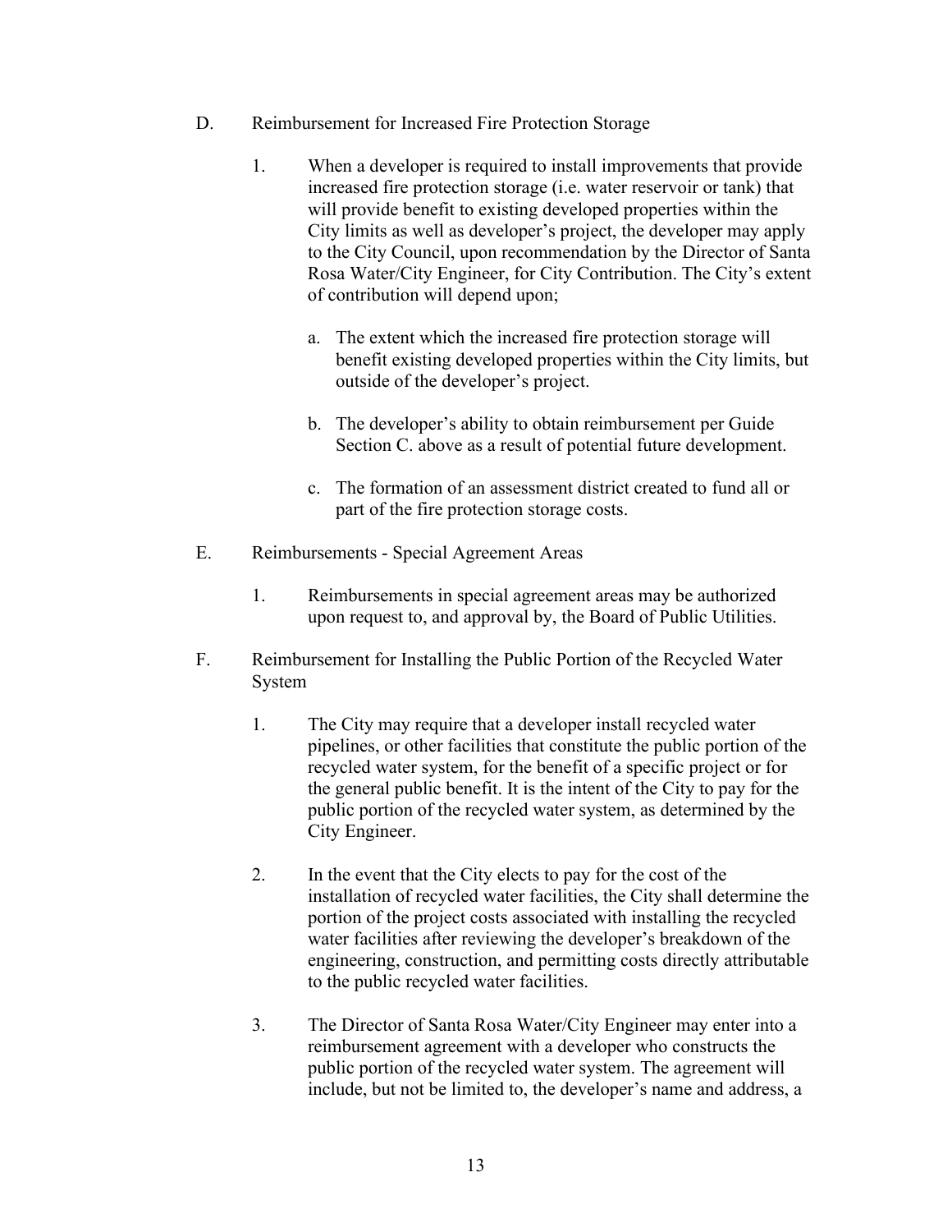D. Reimbursement for Increased Fire Protection Storage

1. When a developer is required to install improvements that provide increased fire protection storage (i.e. water reservoir or tank) that will provide benefit to existing developed properties within the City limits as well as developer's project, the developer may apply to the City Council, upon recommendation by the Director of Santa Rosa Water/City Engineer, for City Contribution. The City's extent of contribution will depend upon;

   a. The extent which the increased fire protection storage will benefit existing developed properties within the City limits, but outside of the developer's project.

   b. The developer's ability to obtain reimbursement per Guide Section C. above as a result of potential future development.

   c. The formation of an assessment district created to fund all or part of the fire protection storage costs.

E. Reimbursements - Special Agreement Areas

1. Reimbursements in special agreement areas may be authorized upon request to, and approval by, the Board of Public Utilities.

F. Reimbursement for Installing the Public Portion of the Recycled Water System

1. The City may require that a developer install recycled water pipelines, or other facilities that constitute the public portion of the recycled water system, for the benefit of a specific project or for the general public benefit. It is the intent of the City to pay for the public portion of the recycled water system, as determined by the City Engineer.

2. In the event that the City elects to pay for the cost of the installation of recycled water facilities, the City shall determine the portion of the project costs associated with installing the recycled water facilities after reviewing the developer's breakdown of the engineering, construction, and permitting costs directly attributable to the public recycled water facilities.

3. The Director of Santa Rosa Water/City Engineer may enter into a reimbursement agreement with a developer who constructs the public portion of the recycled water system. The agreement will include, but not be limited to, the developer's name and address, a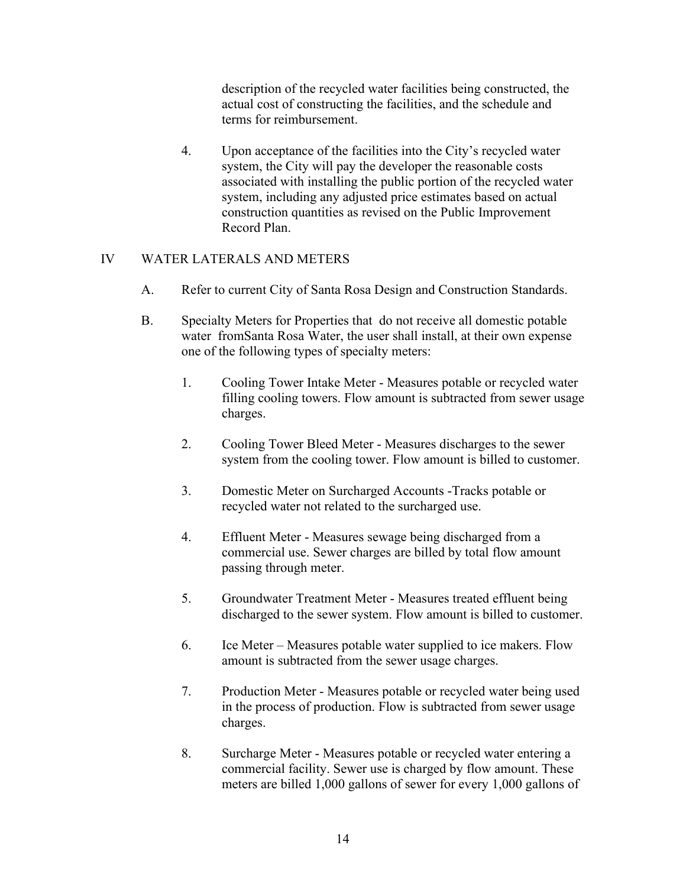description of the recycled water facilities being constructed, the actual cost of constructing the facilities, and the schedule and terms for reimbursement.

4. Upon acceptance of the facilities into the City's recycled water system, the City will pay the developer the reasonable costs associated with installing the public portion of the recycled water system, including any adjusted price estimates based on actual construction quantities as revised on the Public Improvement Record Plan.

## IV WATER LATERALS AND METERS

A. Refer to current City of Santa Rosa Design and Construction Standards.

B. Specialty Meters for Properties that do not receive all domestic potable water fromSanta Rosa Water, the user shall install, at their own expense one of the following types of specialty meters:

1. Cooling Tower Intake Meter - Measures potable or recycled water filling cooling towers. Flow amount is subtracted from sewer usage charges.

2. Cooling Tower Bleed Meter - Measures discharges to the sewer system from the cooling tower. Flow amount is billed to customer.

3. Domestic Meter on Surcharged Accounts -Tracks potable or recycled water not related to the surcharged use.

4. Effluent Meter - Measures sewage being discharged from a commercial use. Sewer charges are billed by total flow amount passing through meter.

5. Groundwater Treatment Meter - Measures treated effluent being discharged to the sewer system. Flow amount is billed to customer.

6. Ice Meter – Measures potable water supplied to ice makers. Flow amount is subtracted from the sewer usage charges.

7. Production Meter - Measures potable or recycled water being used in the process of production. Flow is subtracted from sewer usage charges.

8. Surcharge Meter - Measures potable or recycled water entering a commercial facility. Sewer use is charged by flow amount. These meters are billed 1,000 gallons of sewer for every 1,000 gallons of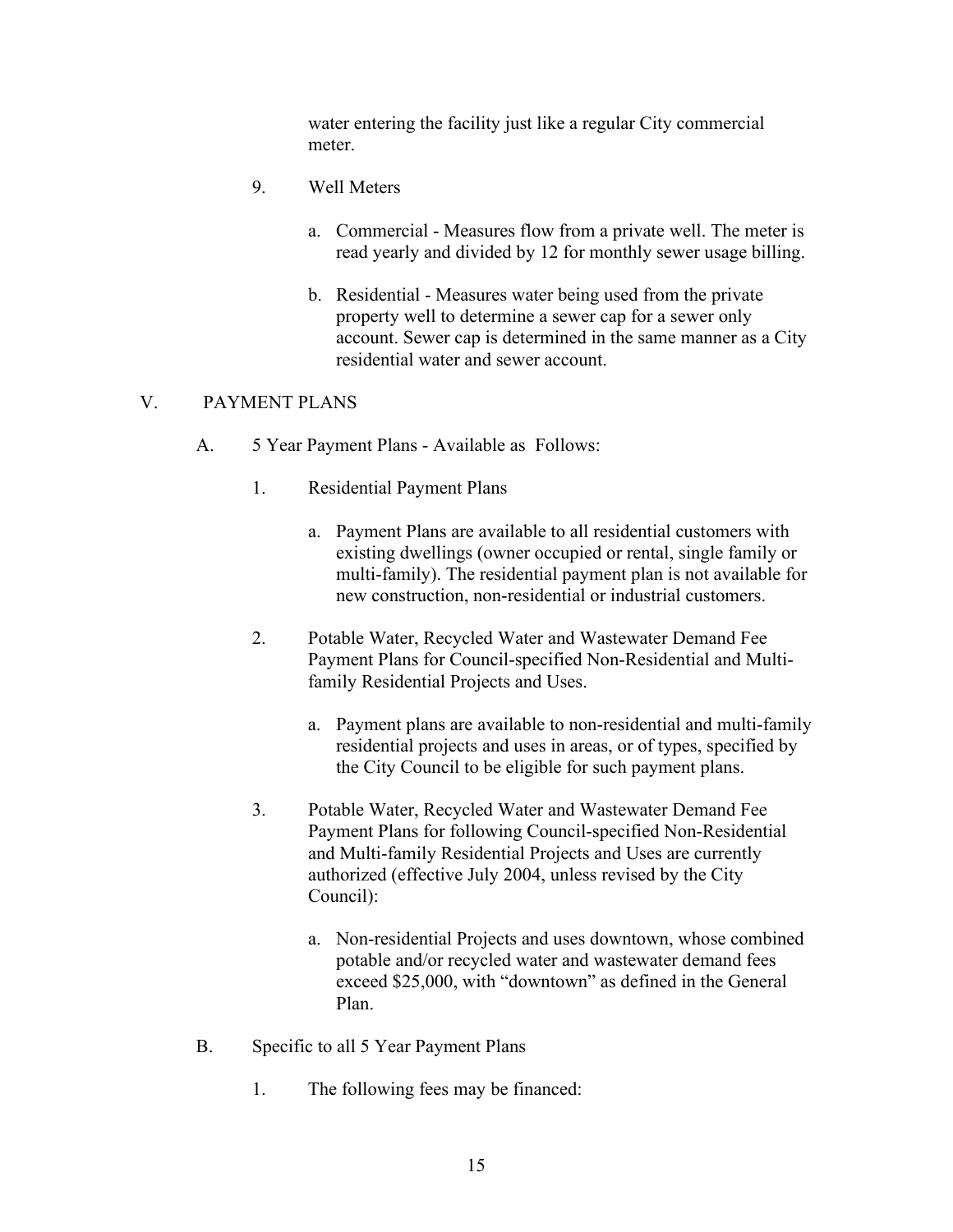water entering the facility just like a regular City commercial meter.

9. Well Meters

   a. Commercial - Measures flow from a private well. The meter is read yearly and divided by 12 for monthly sewer usage billing.

   b. Residential - Measures water being used from the private property well to determine a sewer cap for a sewer only account. Sewer cap is determined in the same manner as a City residential water and sewer account.

## V. PAYMENT PLANS

### A. 5 Year Payment Plans - Available as Follows:

1. Residential Payment Plans

   a. Payment Plans are available to all residential customers with existing dwellings (owner occupied or rental, single family or multi-family). The residential payment plan is not available for new construction, non-residential or industrial customers.

2. Potable Water, Recycled Water and Wastewater Demand Fee Payment Plans for Council-specified Non-Residential and Multi-family Residential Projects and Uses.

   a. Payment plans are available to non-residential and multi-family residential projects and uses in areas, or of types, specified by the City Council to be eligible for such payment plans.

3. Potable Water, Recycled Water and Wastewater Demand Fee Payment Plans for following Council-specified Non-Residential and Multi-family Residential Projects and Uses are currently authorized (effective July 2004, unless revised by the City Council):

   a. Non-residential Projects and uses downtown, whose combined potable and/or recycled water and wastewater demand fees exceed $25,000, with "downtown" as defined in the General Plan.

### B. Specific to all 5 Year Payment Plans

1. The following fees may be financed: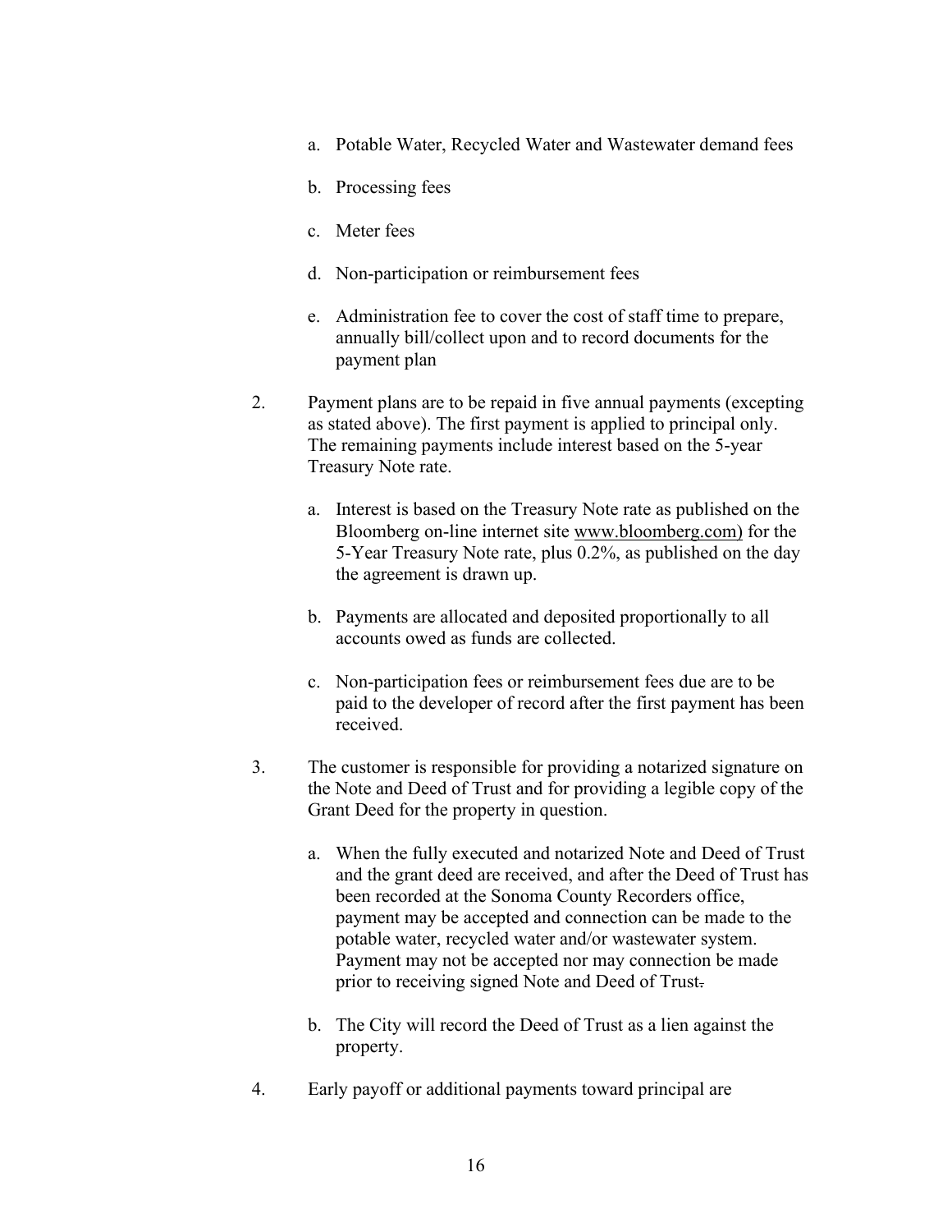a. Potable Water, Recycled Water and Wastewater demand fees

b. Processing fees

c. Meter fees

d. Non-participation or reimbursement fees

e. Administration fee to cover the cost of staff time to prepare, annually bill/collect upon and to record documents for the payment plan

2. Payment plans are to be repaid in five annual payments (excepting as stated above). The first payment is applied to principal only. The remaining payments include interest based on the 5-year Treasury Note rate.

   a. Interest is based on the Treasury Note rate as published on the Bloomberg on-line internet site www.bloomberg.com) for the 5-Year Treasury Note rate, plus 0.2%, as published on the day the agreement is drawn up.

   b. Payments are allocated and deposited proportionally to all accounts owed as funds are collected.

   c. Non-participation fees or reimbursement fees due are to be paid to the developer of record after the first payment has been received.

3. The customer is responsible for providing a notarized signature on the Note and Deed of Trust and for providing a legible copy of the Grant Deed for the property in question.

   a. When the fully executed and notarized Note and Deed of Trust and the grant deed are received, and after the Deed of Trust has been recorded at the Sonoma County Recorders office, payment may be accepted and connection can be made to the potable water, recycled water and/or wastewater system. Payment may not be accepted nor may connection be made prior to receiving signed Note and Deed of Trust.

   b. The City will record the Deed of Trust as a lien against the property.

4. Early payoff or additional payments toward principal are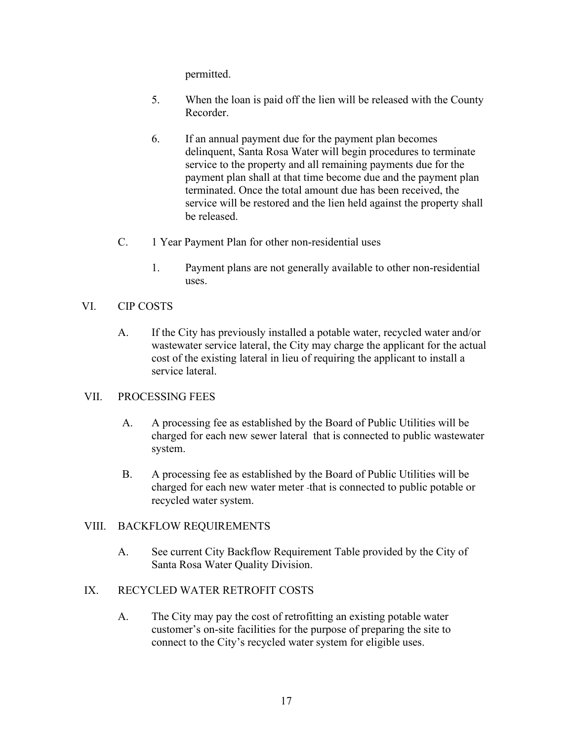permitted.

5. When the loan is paid off the lien will be released with the County Recorder.

6. If an annual payment due for the payment plan becomes delinquent, Santa Rosa Water will begin procedures to terminate service to the property and all remaining payments due for the payment plan shall at that time become due and the payment plan terminated. Once the total amount due has been received, the service will be restored and the lien held against the property shall be released.

C. 1 Year Payment Plan for other non-residential uses

1. Payment plans are not generally available to other non-residential uses.

VI. CIP COSTS

A. If the City has previously installed a potable water, recycled water and/or wastewater service lateral, the City may charge the applicant for the actual cost of the existing lateral in lieu of requiring the applicant to install a service lateral.

VII. PROCESSING FEES

A. A processing fee as established by the Board of Public Utilities will be charged for each new sewer lateral that is connected to public wastewater system.

B. A processing fee as established by the Board of Public Utilities will be charged for each new water meter that is connected to public potable or recycled water system.

VIII. BACKFLOW REQUIREMENTS

A. See current City Backflow Requirement Table provided by the City of Santa Rosa Water Quality Division.

IX. RECYCLED WATER RETROFIT COSTS

A. The City may pay the cost of retrofitting an existing potable water customer's on-site facilities for the purpose of preparing the site to connect to the City's recycled water system for eligible uses.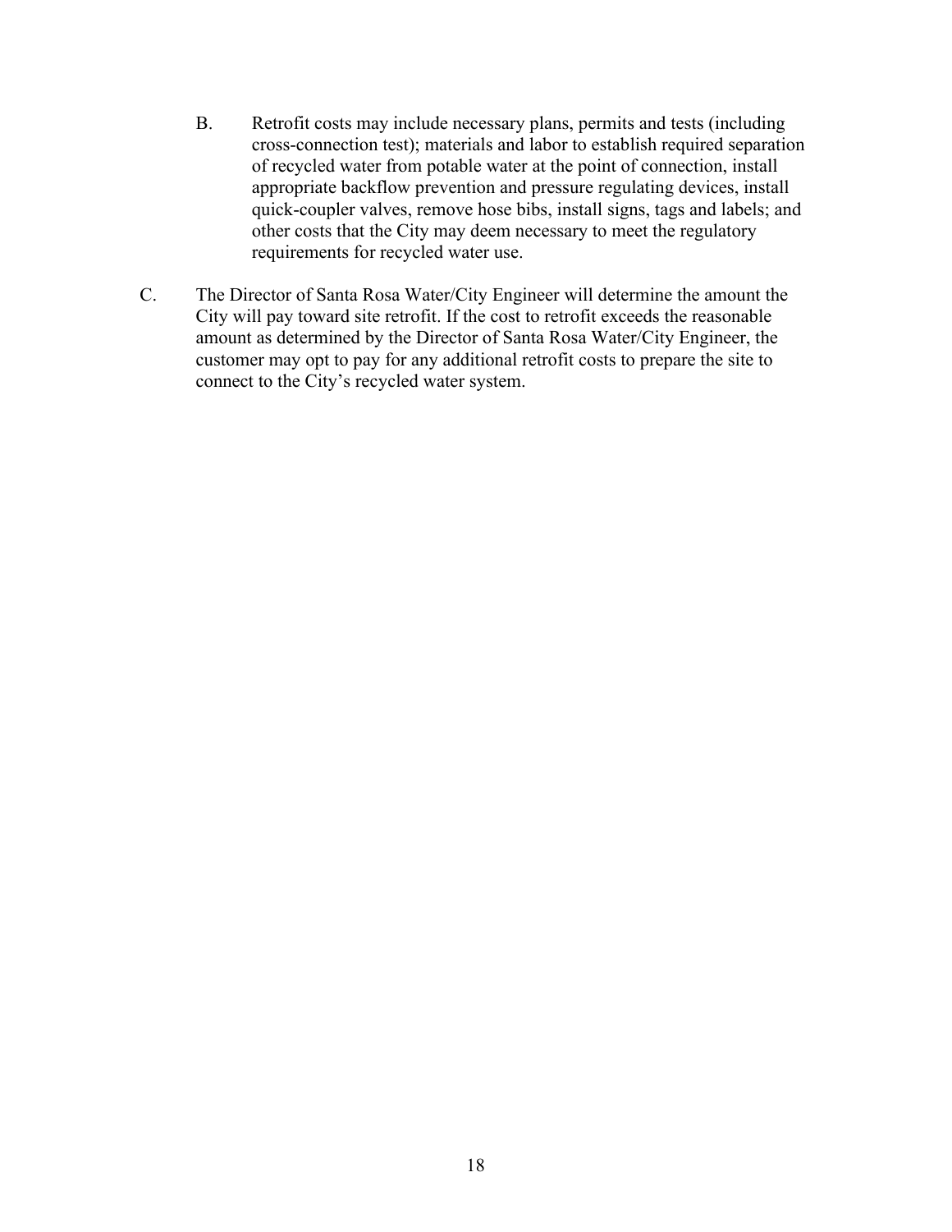B. Retrofit costs may include necessary plans, permits and tests (including cross-connection test); materials and labor to establish required separation of recycled water from potable water at the point of connection, install appropriate backflow prevention and pressure regulating devices, install quick-coupler valves, remove hose bibs, install signs, tags and labels; and other costs that the City may deem necessary to meet the regulatory requirements for recycled water use.

C. The Director of Santa Rosa Water/City Engineer will determine the amount the City will pay toward site retrofit. If the cost to retrofit exceeds the reasonable amount as determined by the Director of Santa Rosa Water/City Engineer, the customer may opt to pay for any additional retrofit costs to prepare the site to connect to the City's recycled water system.